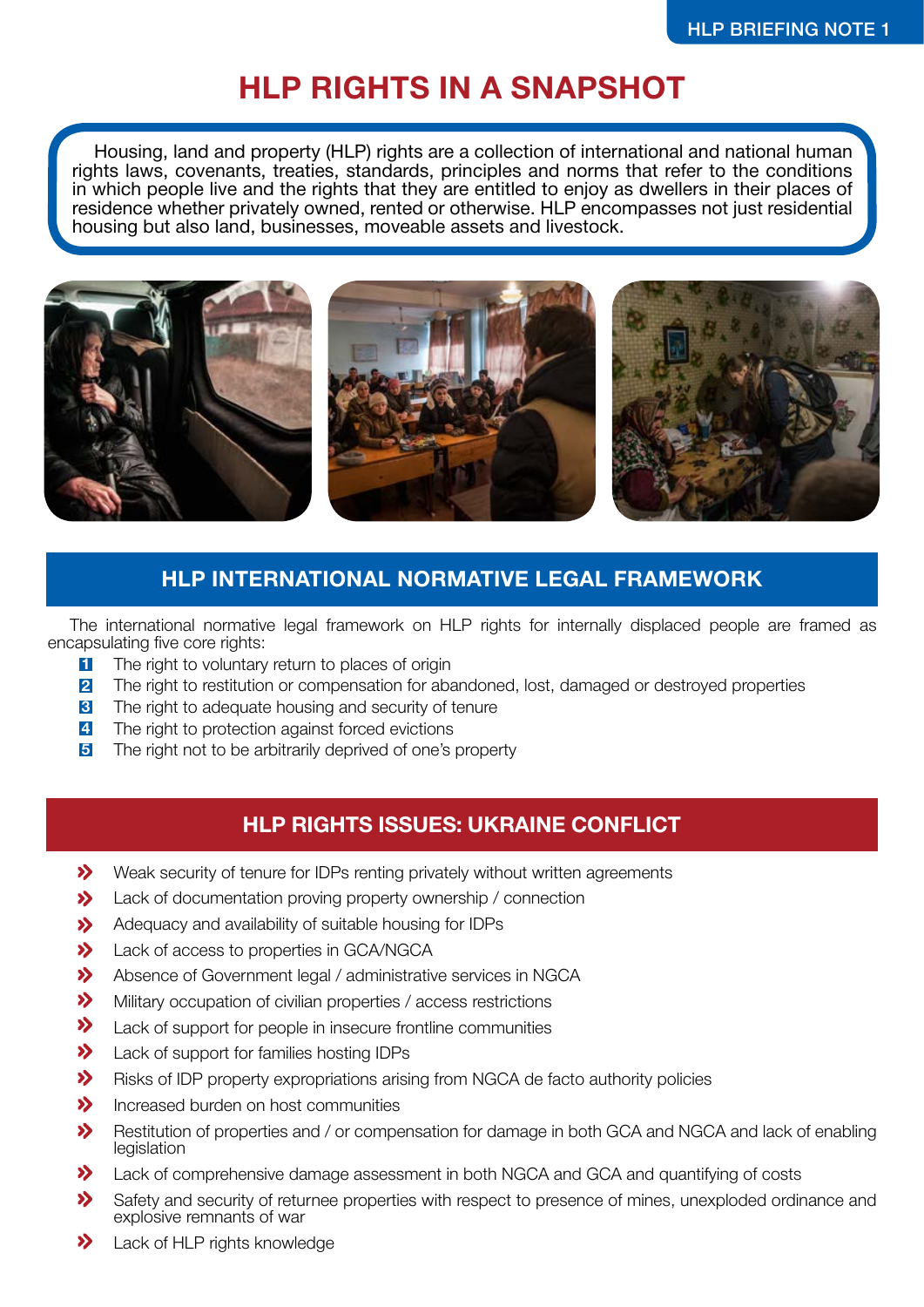HLP BRIEFING NOTE 1

# HLP RIGHTS IN A SNAPSHOT

Housing, land and property (HLP) rights are a collection of international and national human rights laws, covenants, treaties, standards, principles and norms that refer to the conditions in which people live and the rights that they are entitled to enjoy as dwellers in their places of residence whether privately owned, rented or otherwise. HLP encompasses not just residential housing but also land, businesses, moveable assets and livestock.

## HLP INTERNATIONAL NORMATIVE LEGAL FRAMEWORK

The international normative legal framework on HLP rights for internally displaced people are framed as encapsulating five core rights:

1. The right to voluntary return to places of origin
2. The right to restitution or compensation for abandoned, lost, damaged or destroyed properties
3. The right to adequate housing and security of tenure
4. The right to protection against forced evictions
5. The right not to be arbitrarily deprived of one's property

## HLP RIGHTS ISSUES: UKRAINE CONFLICT

- Weak security of tenure for IDPs renting privately without written agreements
- Lack of documentation proving property ownership / connection
- Adequacy and availability of suitable housing for IDPs
- Lack of access to properties in GCA/NGCA
- Absence of Government legal / administrative services in NGCA
- Military occupation of civilian properties / access restrictions
- Lack of support for people in insecure frontline communities
- Lack of support for families hosting IDPs
- Risks of IDP property expropriations arising from NGCA de facto authority policies
- Increased burden on host communities
- Restitution of properties and / or compensation for damage in both GCA and NGCA and lack of enabling legislation
- Lack of comprehensive damage assessment in both NGCA and GCA and quantifying of costs
- Safety and security of returnee properties with respect to presence of mines, unexploded ordinance and explosive remnants of war
- Lack of HLP rights knowledge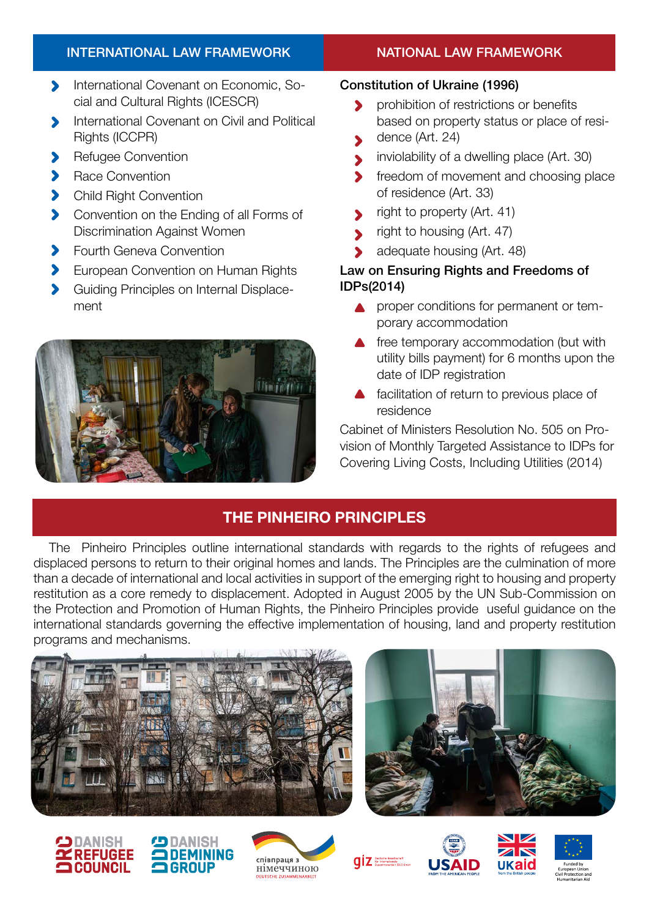## INTERNATIONAL LAW FRAMEWORK

- International Covenant on Economic, Social and Cultural Rights (ICESCR)
- International Covenant on Civil and Political Rights (ICCPR)
- Refugee Convention
- Race Convention
- Child Right Convention
- Convention on the Ending of all Forms of Discrimination Against Women
- Fourth Geneva Convention
- European Convention on Human Rights
- Guiding Principles on Internal Displacement

## NATIONAL LAW FRAMEWORK

**Constitution of Ukraine (1996)**

- prohibition of restrictions or benefits based on property status or place of residence (Art. 24)
- inviolability of a dwelling place (Art. 30)
- freedom of movement and choosing place of residence (Art. 33)
- right to property (Art. 41)
- right to housing (Art. 47)
- adequate housing (Art. 48)

**Law on Ensuring Rights and Freedoms of IDPs(2014)**

- proper conditions for permanent or temporary accommodation
- free temporary accommodation (but with utility bills payment) for 6 months upon the date of IDP registration
- facilitation of return to previous place of residence

Cabinet of Ministers Resolution No. 505 on Provision of Monthly Targeted Assistance to IDPs for Covering Living Costs, Including Utilities (2014)

## THE PINHEIRO PRINCIPLES

The Pinheiro Principles outline international standards with regards to the rights of refugees and displaced persons to return to their original homes and lands. The Principles are the culmination of more than a decade of international and local activities in support of the emerging right to housing and property restitution as a core remedy to displacement. Adopted in August 2005 by the UN Sub-Commission on the Protection and Promotion of Human Rights, the Pinheiro Principles provide useful guidance on the international standards governing the effective implementation of housing, land and property restitution programs and mechanisms.

DANISH REFUGEE COUNCIL · DANISH DEMINING GROUP · співпраця з німеччиною DEUTSCHE ZUSAMMENARBEIT · giz · USAID FROM THE AMERICAN PEOPLE · UKaid from the British people · Funded by European Union Civil Protection and Humanitarian Aid